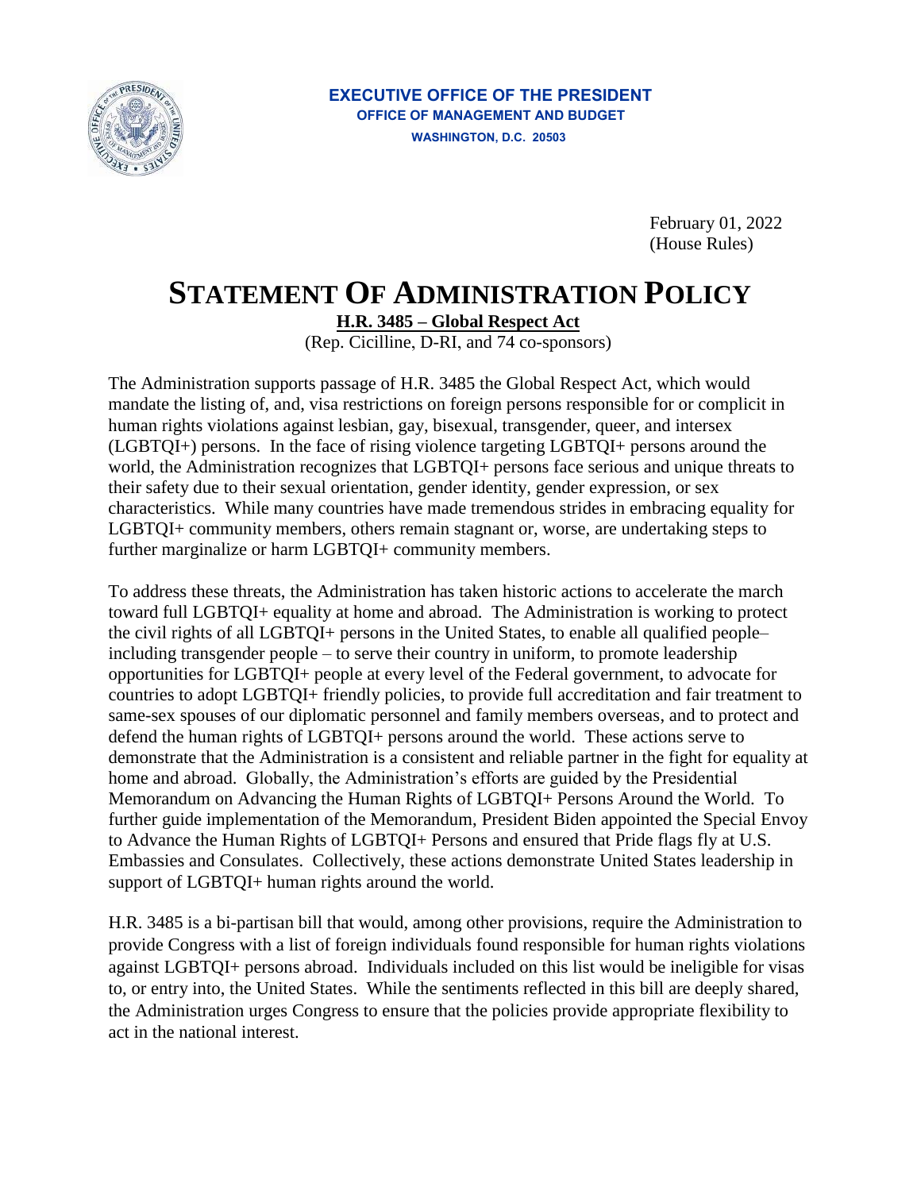**EXECUTIVE OFFICE OF THE PRESIDENT**
**OFFICE OF MANAGEMENT AND BUDGET**
**WASHINGTON, D.C. 20503**

February 01, 2022
(House Rules)

# STATEMENT OF ADMINISTRATION POLICY

**H.R. 3485 – Global Respect Act**

(Rep. Cicilline, D-RI, and 74 co-sponsors)

The Administration supports passage of H.R. 3485 the Global Respect Act, which would mandate the listing of, and, visa restrictions on foreign persons responsible for or complicit in human rights violations against lesbian, gay, bisexual, transgender, queer, and intersex (LGBTQI+) persons. In the face of rising violence targeting LGBTQI+ persons around the world, the Administration recognizes that LGBTQI+ persons face serious and unique threats to their safety due to their sexual orientation, gender identity, gender expression, or sex characteristics. While many countries have made tremendous strides in embracing equality for LGBTQI+ community members, others remain stagnant or, worse, are undertaking steps to further marginalize or harm LGBTQI+ community members.

To address these threats, the Administration has taken historic actions to accelerate the march toward full LGBTQI+ equality at home and abroad. The Administration is working to protect the civil rights of all LGBTQI+ persons in the United States, to enable all qualified people– including transgender people – to serve their country in uniform, to promote leadership opportunities for LGBTQI+ people at every level of the Federal government, to advocate for countries to adopt LGBTQI+ friendly policies, to provide full accreditation and fair treatment to same-sex spouses of our diplomatic personnel and family members overseas, and to protect and defend the human rights of LGBTQI+ persons around the world. These actions serve to demonstrate that the Administration is a consistent and reliable partner in the fight for equality at home and abroad. Globally, the Administration's efforts are guided by the Presidential Memorandum on Advancing the Human Rights of LGBTQI+ Persons Around the World. To further guide implementation of the Memorandum, President Biden appointed the Special Envoy to Advance the Human Rights of LGBTQI+ Persons and ensured that Pride flags fly at U.S. Embassies and Consulates. Collectively, these actions demonstrate United States leadership in support of LGBTQI+ human rights around the world.

H.R. 3485 is a bi-partisan bill that would, among other provisions, require the Administration to provide Congress with a list of foreign individuals found responsible for human rights violations against LGBTQI+ persons abroad. Individuals included on this list would be ineligible for visas to, or entry into, the United States. While the sentiments reflected in this bill are deeply shared, the Administration urges Congress to ensure that the policies provide appropriate flexibility to act in the national interest.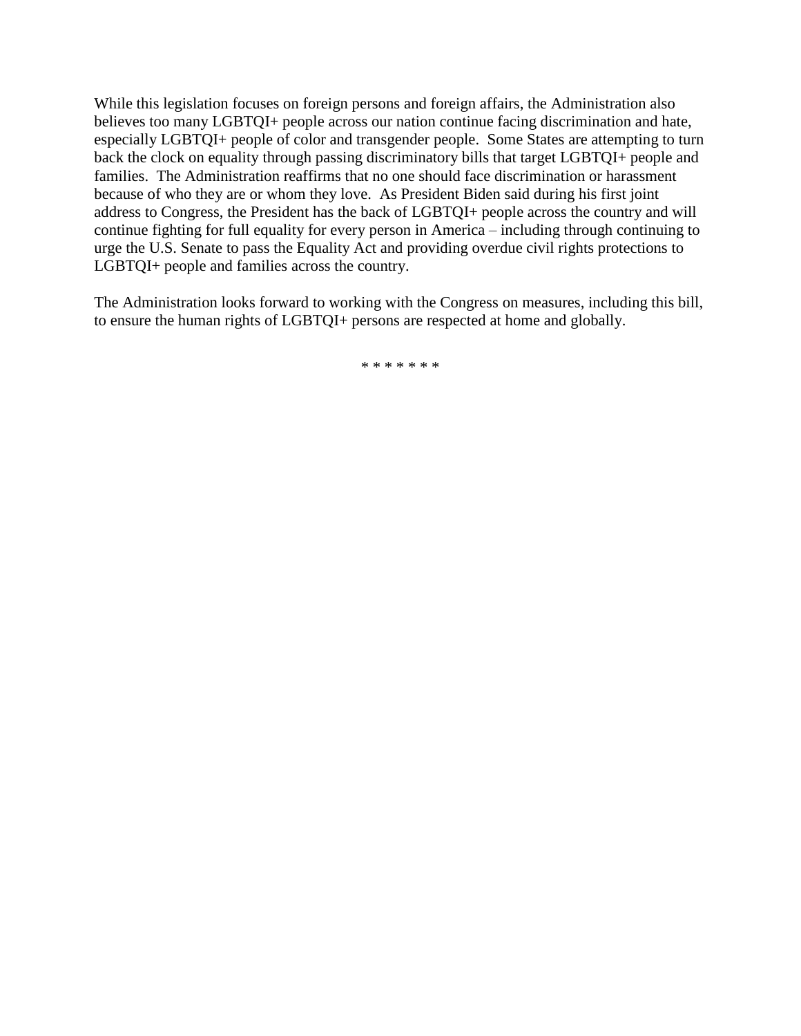While this legislation focuses on foreign persons and foreign affairs, the Administration also believes too many LGBTQI+ people across our nation continue facing discrimination and hate, especially LGBTQI+ people of color and transgender people. Some States are attempting to turn back the clock on equality through passing discriminatory bills that target LGBTQI+ people and families. The Administration reaffirms that no one should face discrimination or harassment because of who they are or whom they love. As President Biden said during his first joint address to Congress, the President has the back of LGBTQI+ people across the country and will continue fighting for full equality for every person in America – including through continuing to urge the U.S. Senate to pass the Equality Act and providing overdue civil rights protections to LGBTQI+ people and families across the country.

The Administration looks forward to working with the Congress on measures, including this bill, to ensure the human rights of LGBTQI+ persons are respected at home and globally.

* * * * * * *